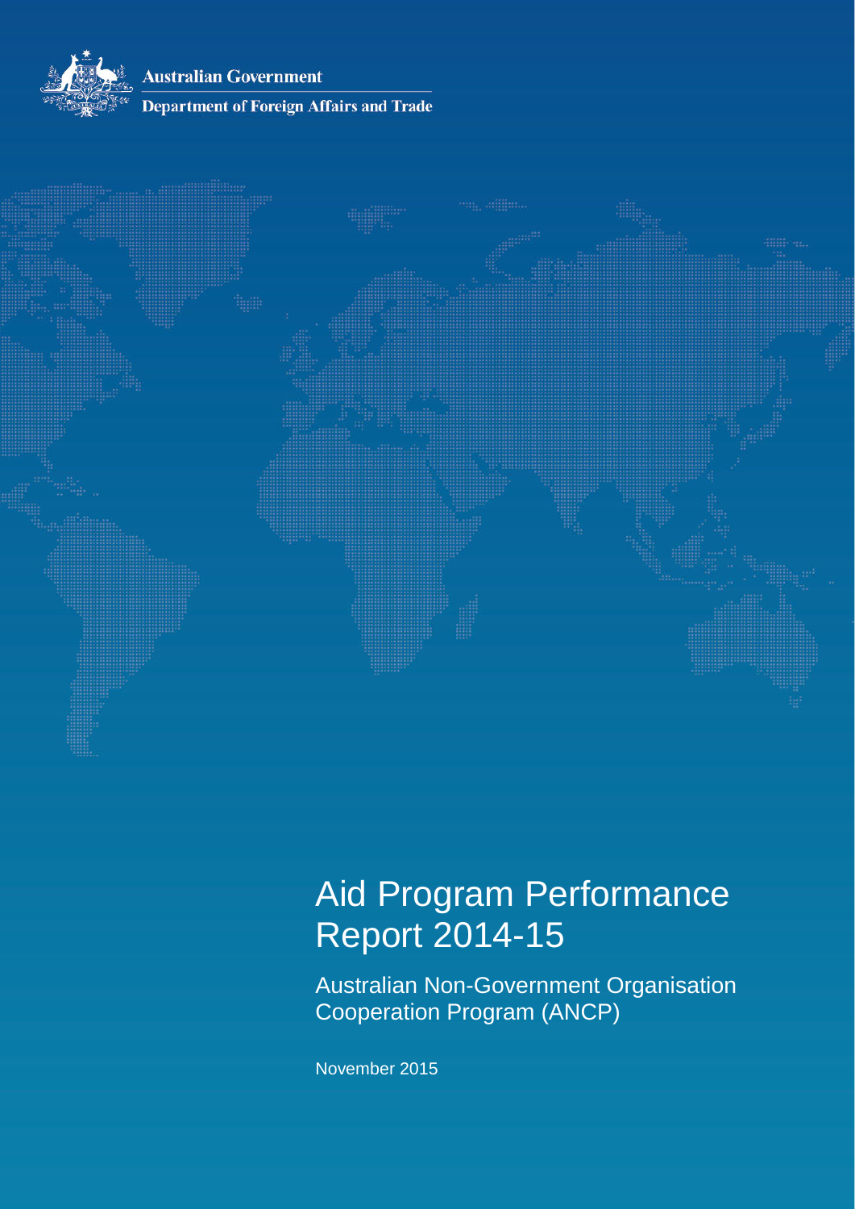Australian Government

Department of Foreign Affairs and Trade

# Aid Program Performance Report 2014-15

## Australian Non-Government Organisation Cooperation Program (ANCP)

November 2015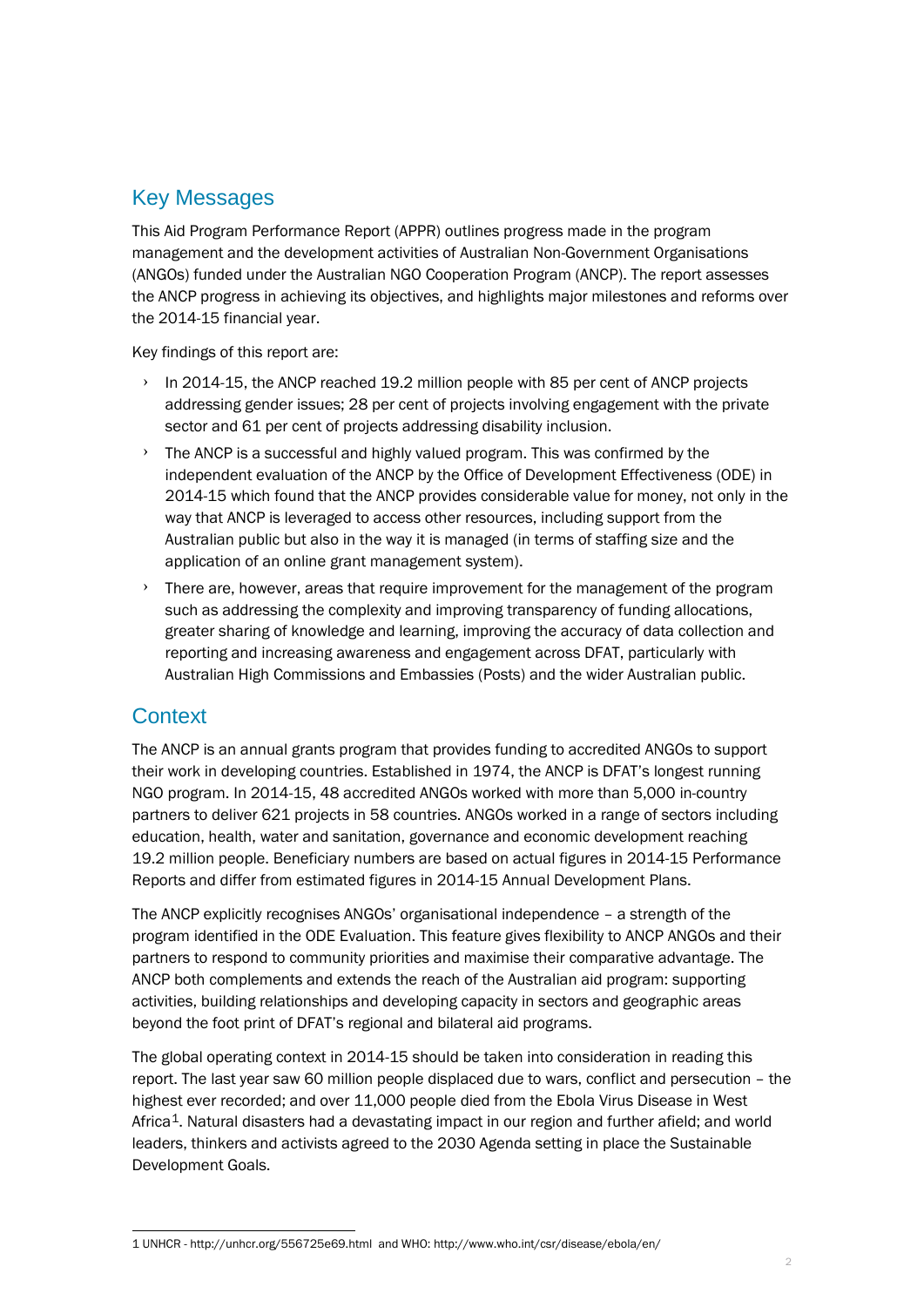## Key Messages

This Aid Program Performance Report (APPR) outlines progress made in the program management and the development activities of Australian Non-Government Organisations (ANGOs) funded under the Australian NGO Cooperation Program (ANCP). The report assesses the ANCP progress in achieving its objectives, and highlights major milestones and reforms over the 2014-15 financial year.

Key findings of this report are:

- In 2014-15, the ANCP reached 19.2 million people with 85 per cent of ANCP projects addressing gender issues; 28 per cent of projects involving engagement with the private sector and 61 per cent of projects addressing disability inclusion.
- The ANCP is a successful and highly valued program. This was confirmed by the independent evaluation of the ANCP by the Office of Development Effectiveness (ODE) in 2014-15 which found that the ANCP provides considerable value for money, not only in the way that ANCP is leveraged to access other resources, including support from the Australian public but also in the way it is managed (in terms of staffing size and the application of an online grant management system).
- There are, however, areas that require improvement for the management of the program such as addressing the complexity and improving transparency of funding allocations, greater sharing of knowledge and learning, improving the accuracy of data collection and reporting and increasing awareness and engagement across DFAT, particularly with Australian High Commissions and Embassies (Posts) and the wider Australian public.

## Context

The ANCP is an annual grants program that provides funding to accredited ANGOs to support their work in developing countries. Established in 1974, the ANCP is DFAT's longest running NGO program. In 2014-15, 48 accredited ANGOs worked with more than 5,000 in-country partners to deliver 621 projects in 58 countries. ANGOs worked in a range of sectors including education, health, water and sanitation, governance and economic development reaching 19.2 million people. Beneficiary numbers are based on actual figures in 2014-15 Performance Reports and differ from estimated figures in 2014-15 Annual Development Plans.

The ANCP explicitly recognises ANGOs' organisational independence – a strength of the program identified in the ODE Evaluation. This feature gives flexibility to ANCP ANGOs and their partners to respond to community priorities and maximise their comparative advantage. The ANCP both complements and extends the reach of the Australian aid program: supporting activities, building relationships and developing capacity in sectors and geographic areas beyond the foot print of DFAT's regional and bilateral aid programs.

The global operating context in 2014-15 should be taken into consideration in reading this report. The last year saw 60 million people displaced due to wars, conflict and persecution – the highest ever recorded; and over 11,000 people died from the Ebola Virus Disease in West Africa[1]. Natural disasters had a devastating impact in our region and further afield; and world leaders, thinkers and activists agreed to the 2030 Agenda setting in place the Sustainable Development Goals.

---

1 UNHCR - http://unhcr.org/556725e69.html and WHO: http://www.who.int/csr/disease/ebola/en/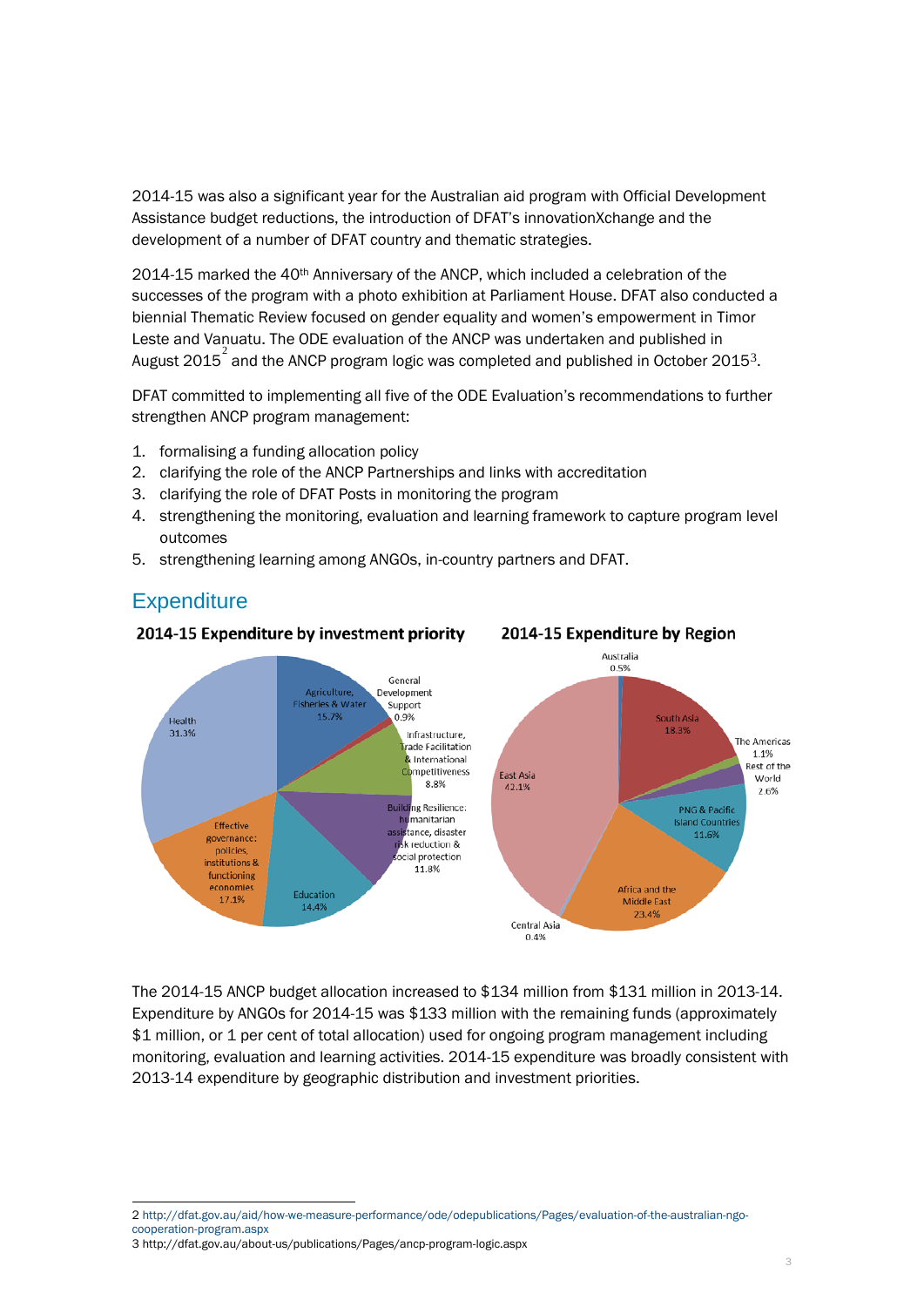2014-15 was also a significant year for the Australian aid program with Official Development Assistance budget reductions, the introduction of DFAT's innovationXchange and the development of a number of DFAT country and thematic strategies.

2014-15 marked the 40th Anniversary of the ANCP, which included a celebration of the successes of the program with a photo exhibition at Parliament House. DFAT also conducted a biennial Thematic Review focused on gender equality and women's empowerment in Timor Leste and Vanuatu. The ODE evaluation of the ANCP was undertaken and published in August 2015[2] and the ANCP program logic was completed and published in October 2015[3].

DFAT committed to implementing all five of the ODE Evaluation's recommendations to further strengthen ANCP program management:

1. formalising a funding allocation policy
2. clarifying the role of the ANCP Partnerships and links with accreditation
3. clarifying the role of DFAT Posts in monitoring the program
4. strengthening the monitoring, evaluation and learning framework to capture program level outcomes
5. strengthening learning among ANGOs, in-country partners and DFAT.

## Expenditure

**2014-15 Expenditure by investment priority**

| Investment priority | % |
|---|---|
| Health | 31.3% |
| Effective governance: policies, institutions & functioning economies | 17.1% |
| Agriculture, Fisheries & Water | 15.7% |
| Education | 14.4% |
| Building Resilience: humanitarian assistance, disaster risk reduction & social protection | 11.8% |
| Infrastructure, Trade Facilitation & International Competitiveness | 8.8% |
| General Development Support | 0.9% |

**2014-15 Expenditure by Region**

| Region | % |
|---|---|
| East Asia | 42.1% |
| Africa and the Middle East | 23.4% |
| South Asia | 18.3% |
| PNG & Pacific Island Countries | 11.6% |
| Rest of the World | 2.6% |
| The Americas | 1.1% |
| Australia | 0.5% |
| Central Asia | 0.4% |

The 2014-15 ANCP budget allocation increased to $134 million from $131 million in 2013-14. Expenditure by ANGOs for 2014-15 was $133 million with the remaining funds (approximately $1 million, or 1 per cent of total allocation) used for ongoing program management including monitoring, evaluation and learning activities. 2014-15 expenditure was broadly consistent with 2013-14 expenditure by geographic distribution and investment priorities.

---

2 http://dfat.gov.au/aid/how-we-measure-performance/ode/odepublications/Pages/evaluation-of-the-australian-ngo-cooperation-program.aspx

3 http://dfat.gov.au/about-us/publications/Pages/ancp-program-logic.aspx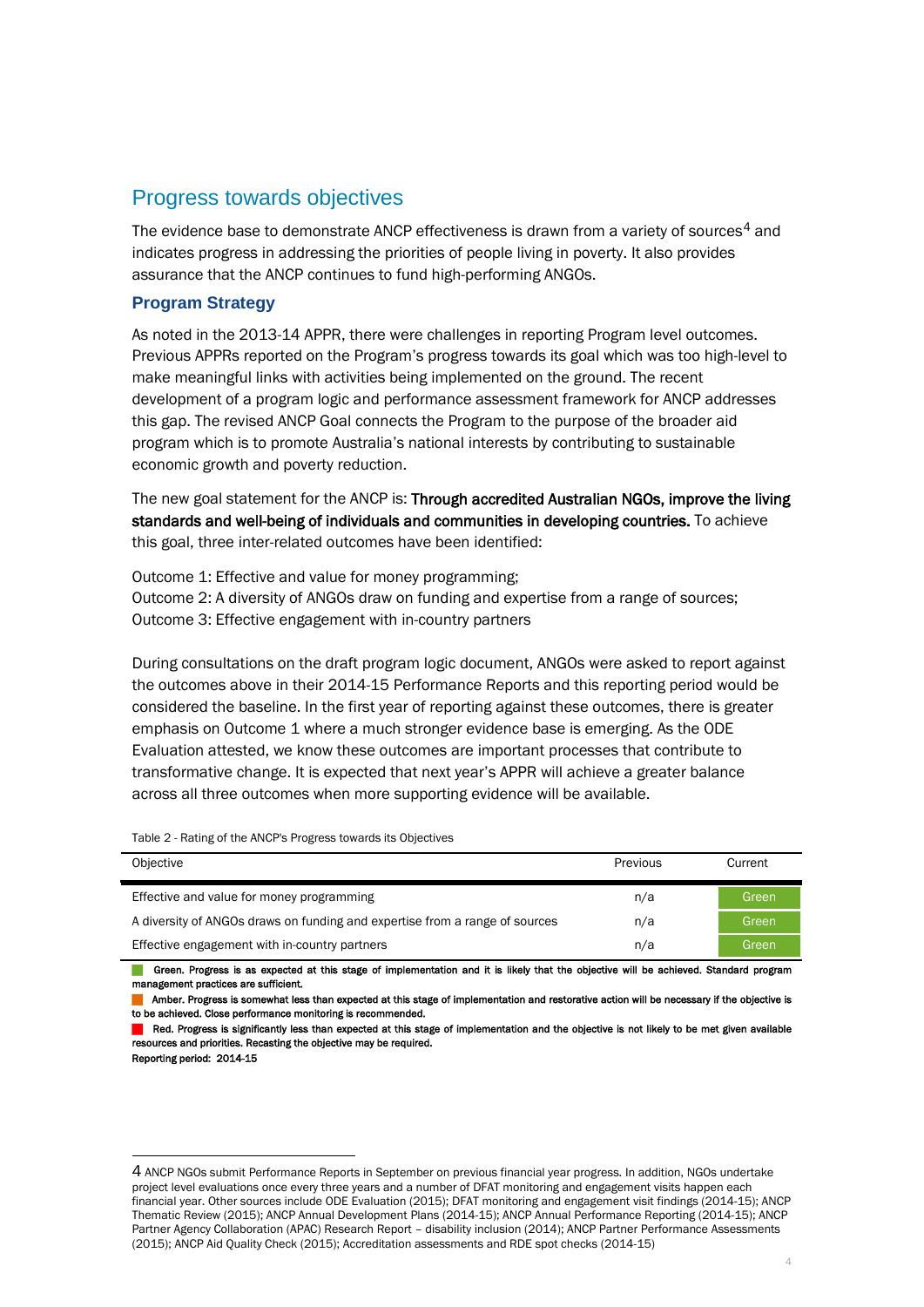## Progress towards objectives

The evidence base to demonstrate ANCP effectiveness is drawn from a variety of sources[4] and indicates progress in addressing the priorities of people living in poverty. It also provides assurance that the ANCP continues to fund high-performing ANGOs.

### Program Strategy

As noted in the 2013-14 APPR, there were challenges in reporting Program level outcomes. Previous APPRs reported on the Program's progress towards its goal which was too high-level to make meaningful links with activities being implemented on the ground. The recent development of a program logic and performance assessment framework for ANCP addresses this gap. The revised ANCP Goal connects the Program to the purpose of the broader aid program which is to promote Australia's national interests by contributing to sustainable economic growth and poverty reduction.

The new goal statement for the ANCP is: **Through accredited Australian NGOs, improve the living standards and well-being of individuals and communities in developing countries.** To achieve this goal, three inter-related outcomes have been identified:

Outcome 1: Effective and value for money programming;
Outcome 2: A diversity of ANGOs draw on funding and expertise from a range of sources;
Outcome 3: Effective engagement with in-country partners

During consultations on the draft program logic document, ANGOs were asked to report against the outcomes above in their 2014-15 Performance Reports and this reporting period would be considered the baseline. In the first year of reporting against these outcomes, there is greater emphasis on Outcome 1 where a much stronger evidence base is emerging. As the ODE Evaluation attested, we know these outcomes are important processes that contribute to transformative change. It is expected that next year's APPR will achieve a greater balance across all three outcomes when more supporting evidence will be available.

Table 2 - Rating of the ANCP's Progress towards its Objectives

| Objective | Previous | Current |
|---|---|---|
| Effective and value for money programming | n/a | Green |
| A diversity of ANGOs draws on funding and expertise from a range of sources | n/a | Green |
| Effective engagement with in-country partners | n/a | Green |

**Green. Progress is as expected at this stage of implementation and it is likely that the objective will be achieved. Standard program management practices are sufficient.**

**Amber. Progress is somewhat less than expected at this stage of implementation and restorative action will be necessary if the objective is to be achieved. Close performance monitoring is recommended.**

**Red. Progress is significantly less than expected at this stage of implementation and the objective is not likely to be met given available resources and priorities. Recasting the objective may be required.**

**Reporting period: 2014-15**

---

[4] ANCP NGOs submit Performance Reports in September on previous financial year progress. In addition, NGOs undertake project level evaluations once every three years and a number of DFAT monitoring and engagement visits happen each financial year. Other sources include ODE Evaluation (2015); DFAT monitoring and engagement visit findings (2014-15); ANCP Thematic Review (2015); ANCP Annual Development Plans (2014-15); ANCP Annual Performance Reporting (2014-15); ANCP Partner Agency Collaboration (APAC) Research Report – disability inclusion (2014); ANCP Partner Performance Assessments (2015); ANCP Aid Quality Check (2015); Accreditation assessments and RDE spot checks (2014-15)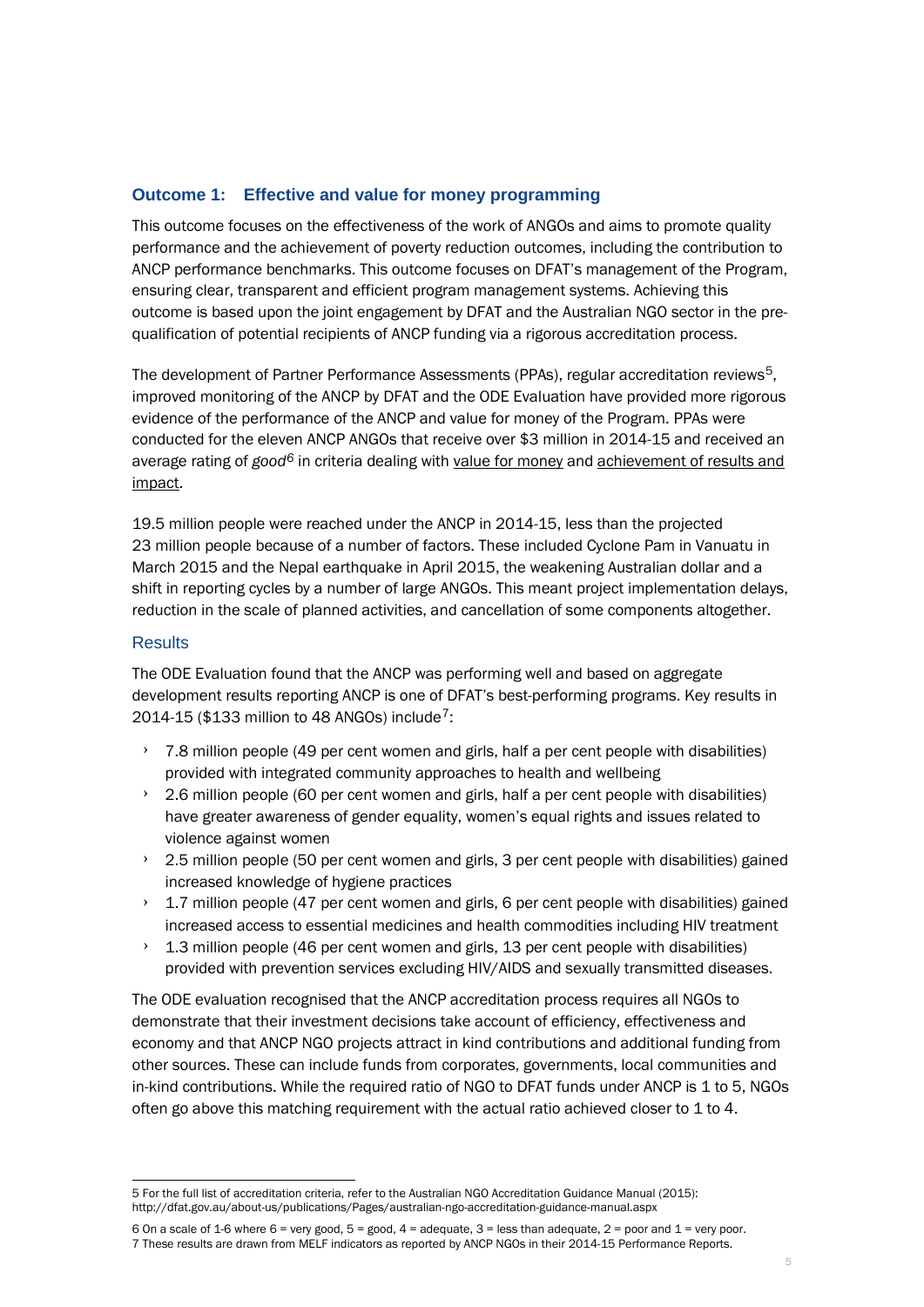## Outcome 1: Effective and value for money programming

This outcome focuses on the effectiveness of the work of ANGOs and aims to promote quality performance and the achievement of poverty reduction outcomes, including the contribution to ANCP performance benchmarks. This outcome focuses on DFAT's management of the Program, ensuring clear, transparent and efficient program management systems. Achieving this outcome is based upon the joint engagement by DFAT and the Australian NGO sector in the pre-qualification of potential recipients of ANCP funding via a rigorous accreditation process.

The development of Partner Performance Assessments (PPAs), regular accreditation reviews[5], improved monitoring of the ANCP by DFAT and the ODE Evaluation have provided more rigorous evidence of the performance of the ANCP and value for money of the Program. PPAs were conducted for the eleven ANCP ANGOs that receive over $3 million in 2014-15 and received an average rating of *good*[6] in criteria dealing with value for money and achievement of results and impact.

19.5 million people were reached under the ANCP in 2014-15, less than the projected 23 million people because of a number of factors. These included Cyclone Pam in Vanuatu in March 2015 and the Nepal earthquake in April 2015, the weakening Australian dollar and a shift in reporting cycles by a number of large ANGOs. This meant project implementation delays, reduction in the scale of planned activities, and cancellation of some components altogether.

### Results

The ODE Evaluation found that the ANCP was performing well and based on aggregate development results reporting ANCP is one of DFAT's best-performing programs. Key results in 2014-15 ($133 million to 48 ANGOs) include[7]:

- 7.8 million people (49 per cent women and girls, half a per cent people with disabilities) provided with integrated community approaches to health and wellbeing
- 2.6 million people (60 per cent women and girls, half a per cent people with disabilities) have greater awareness of gender equality, women's equal rights and issues related to violence against women
- 2.5 million people (50 per cent women and girls, 3 per cent people with disabilities) gained increased knowledge of hygiene practices
- 1.7 million people (47 per cent women and girls, 6 per cent people with disabilities) gained increased access to essential medicines and health commodities including HIV treatment
- 1.3 million people (46 per cent women and girls, 13 per cent people with disabilities) provided with prevention services excluding HIV/AIDS and sexually transmitted diseases.

The ODE evaluation recognised that the ANCP accreditation process requires all NGOs to demonstrate that their investment decisions take account of efficiency, effectiveness and economy and that ANCP NGO projects attract in kind contributions and additional funding from other sources. These can include funds from corporates, governments, local communities and in-kind contributions. While the required ratio of NGO to DFAT funds under ANCP is 1 to 5, NGOs often go above this matching requirement with the actual ratio achieved closer to 1 to 4.

---

5 For the full list of accreditation criteria, refer to the Australian NGO Accreditation Guidance Manual (2015): http://dfat.gov.au/about-us/publications/Pages/australian-ngo-accreditation-guidance-manual.aspx

6 On a scale of 1-6 where 6 = very good, 5 = good, 4 = adequate, 3 = less than adequate, 2 = poor and 1 = very poor.

7 These results are drawn from MELF indicators as reported by ANCP NGOs in their 2014-15 Performance Reports.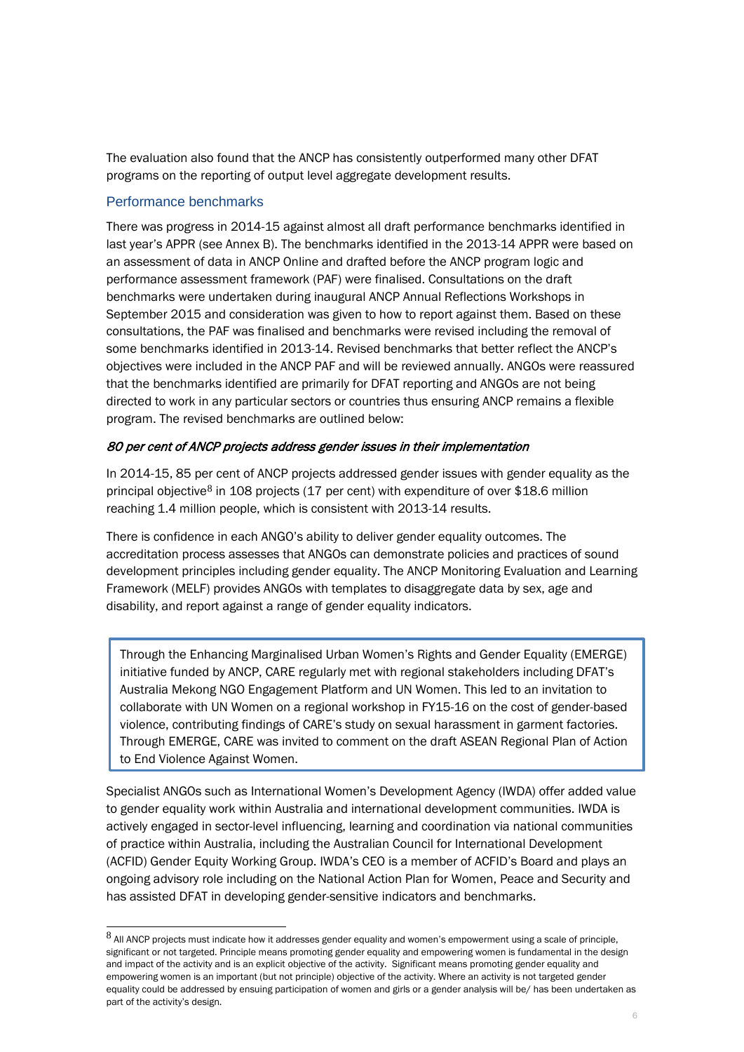The evaluation also found that the ANCP has consistently outperformed many other DFAT programs on the reporting of output level aggregate development results.

## Performance benchmarks

There was progress in 2014-15 against almost all draft performance benchmarks identified in last year's APPR (see Annex B). The benchmarks identified in the 2013-14 APPR were based on an assessment of data in ANCP Online and drafted before the ANCP program logic and performance assessment framework (PAF) were finalised. Consultations on the draft benchmarks were undertaken during inaugural ANCP Annual Reflections Workshops in September 2015 and consideration was given to how to report against them. Based on these consultations, the PAF was finalised and benchmarks were revised including the removal of some benchmarks identified in 2013-14. Revised benchmarks that better reflect the ANCP's objectives were included in the ANCP PAF and will be reviewed annually. ANGOs were reassured that the benchmarks identified are primarily for DFAT reporting and ANGOs are not being directed to work in any particular sectors or countries thus ensuring ANCP remains a flexible program. The revised benchmarks are outlined below:

### *80 per cent of ANCP projects address gender issues in their implementation*

In 2014-15, 85 per cent of ANCP projects addressed gender issues with gender equality as the principal objective[8] in 108 projects (17 per cent) with expenditure of over $18.6 million reaching 1.4 million people, which is consistent with 2013-14 results.

There is confidence in each ANGO's ability to deliver gender equality outcomes. The accreditation process assesses that ANGOs can demonstrate policies and practices of sound development principles including gender equality. The ANCP Monitoring Evaluation and Learning Framework (MELF) provides ANGOs with templates to disaggregate data by sex, age and disability, and report against a range of gender equality indicators.

> Through the Enhancing Marginalised Urban Women's Rights and Gender Equality (EMERGE) initiative funded by ANCP, CARE regularly met with regional stakeholders including DFAT's Australia Mekong NGO Engagement Platform and UN Women. This led to an invitation to collaborate with UN Women on a regional workshop in FY15-16 on the cost of gender-based violence, contributing findings of CARE's study on sexual harassment in garment factories. Through EMERGE, CARE was invited to comment on the draft ASEAN Regional Plan of Action to End Violence Against Women.

Specialist ANGOs such as International Women's Development Agency (IWDA) offer added value to gender equality work within Australia and international development communities. IWDA is actively engaged in sector-level influencing, learning and coordination via national communities of practice within Australia, including the Australian Council for International Development (ACFID) Gender Equity Working Group. IWDA's CEO is a member of ACFID's Board and plays an ongoing advisory role including on the National Action Plan for Women, Peace and Security and has assisted DFAT in developing gender-sensitive indicators and benchmarks.

---

[8] All ANCP projects must indicate how it addresses gender equality and women's empowerment using a scale of principle, significant or not targeted. Principle means promoting gender equality and empowering women is fundamental in the design and impact of the activity and is an explicit objective of the activity. Significant means promoting gender equality and empowering women is an important (but not principle) objective of the activity. Where an activity is not targeted gender equality could be addressed by ensuing participation of women and girls or a gender analysis will be/ has been undertaken as part of the activity's design.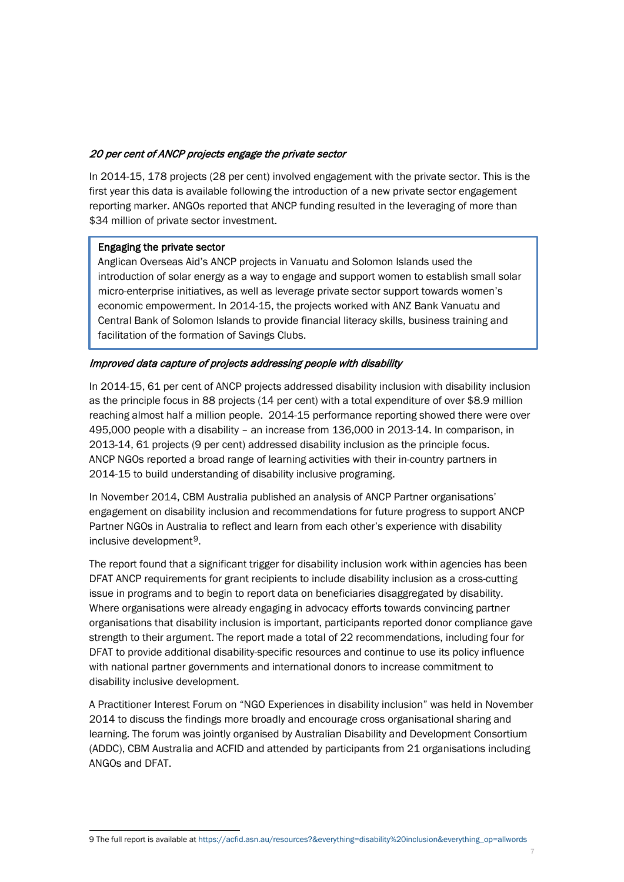*20 per cent of ANCP projects engage the private sector*

In 2014-15, 178 projects (28 per cent) involved engagement with the private sector. This is the first year this data is available following the introduction of a new private sector engagement reporting marker. ANGOs reported that ANCP funding resulted in the leveraging of more than $34 million of private sector investment.

> **Engaging the private sector**
> Anglican Overseas Aid's ANCP projects in Vanuatu and Solomon Islands used the introduction of solar energy as a way to engage and support women to establish small solar micro-enterprise initiatives, as well as leverage private sector support towards women's economic empowerment. In 2014-15, the projects worked with ANZ Bank Vanuatu and Central Bank of Solomon Islands to provide financial literacy skills, business training and facilitation of the formation of Savings Clubs.

*Improved data capture of projects addressing people with disability*

In 2014-15, 61 per cent of ANCP projects addressed disability inclusion with disability inclusion as the principle focus in 88 projects (14 per cent) with a total expenditure of over $8.9 million reaching almost half a million people. 2014-15 performance reporting showed there were over 495,000 people with a disability – an increase from 136,000 in 2013-14. In comparison, in 2013-14, 61 projects (9 per cent) addressed disability inclusion as the principle focus. ANCP NGOs reported a broad range of learning activities with their in-country partners in 2014-15 to build understanding of disability inclusive programing.

In November 2014, CBM Australia published an analysis of ANCP Partner organisations' engagement on disability inclusion and recommendations for future progress to support ANCP Partner NGOs in Australia to reflect and learn from each other's experience with disability inclusive development[9].

The report found that a significant trigger for disability inclusion work within agencies has been DFAT ANCP requirements for grant recipients to include disability inclusion as a cross-cutting issue in programs and to begin to report data on beneficiaries disaggregated by disability. Where organisations were already engaging in advocacy efforts towards convincing partner organisations that disability inclusion is important, participants reported donor compliance gave strength to their argument. The report made a total of 22 recommendations, including four for DFAT to provide additional disability-specific resources and continue to use its policy influence with national partner governments and international donors to increase commitment to disability inclusive development.

A Practitioner Interest Forum on "NGO Experiences in disability inclusion" was held in November 2014 to discuss the findings more broadly and encourage cross organisational sharing and learning. The forum was jointly organised by Australian Disability and Development Consortium (ADDC), CBM Australia and ACFID and attended by participants from 21 organisations including ANGOs and DFAT.

---

[9] The full report is available at https://acfid.asn.au/resources?&everything=disability%20inclusion&everything_op=allwords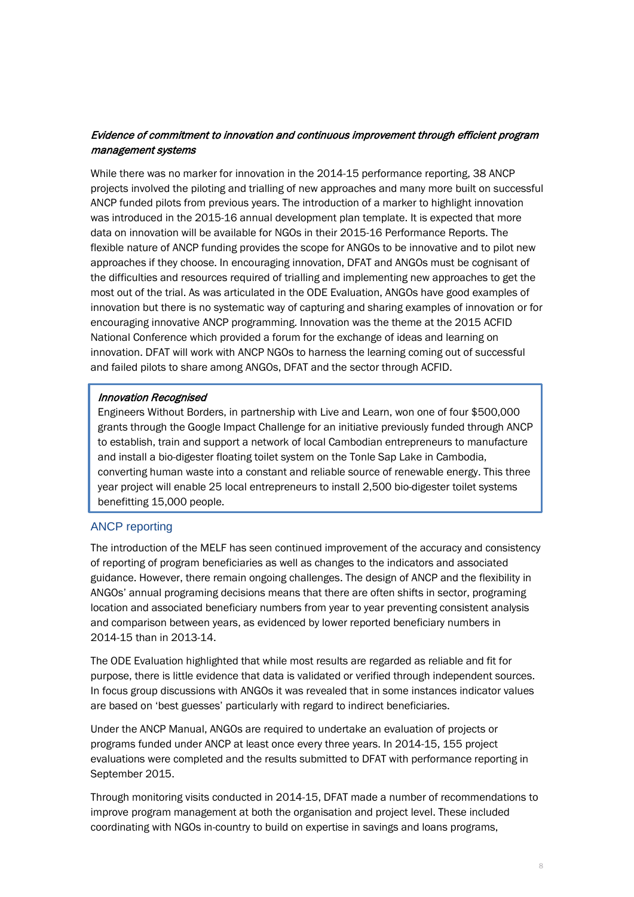*Evidence of commitment to innovation and continuous improvement through efficient program management systems*

While there was no marker for innovation in the 2014-15 performance reporting, 38 ANCP projects involved the piloting and trialling of new approaches and many more built on successful ANCP funded pilots from previous years. The introduction of a marker to highlight innovation was introduced in the 2015-16 annual development plan template. It is expected that more data on innovation will be available for NGOs in their 2015-16 Performance Reports. The flexible nature of ANCP funding provides the scope for ANGOs to be innovative and to pilot new approaches if they choose. In encouraging innovation, DFAT and ANGOs must be cognisant of the difficulties and resources required of trialling and implementing new approaches to get the most out of the trial. As was articulated in the ODE Evaluation, ANGOs have good examples of innovation but there is no systematic way of capturing and sharing examples of innovation or for encouraging innovative ANCP programming. Innovation was the theme at the 2015 ACFID National Conference which provided a forum for the exchange of ideas and learning on innovation. DFAT will work with ANCP NGOs to harness the learning coming out of successful and failed pilots to share among ANGOs, DFAT and the sector through ACFID.

> *Innovation Recognised*
>
> Engineers Without Borders, in partnership with Live and Learn, won one of four $500,000 grants through the Google Impact Challenge for an initiative previously funded through ANCP to establish, train and support a network of local Cambodian entrepreneurs to manufacture and install a bio-digester floating toilet system on the Tonle Sap Lake in Cambodia, converting human waste into a constant and reliable source of renewable energy. This three year project will enable 25 local entrepreneurs to install 2,500 bio-digester toilet systems benefitting 15,000 people.

## ANCP reporting

The introduction of the MELF has seen continued improvement of the accuracy and consistency of reporting of program beneficiaries as well as changes to the indicators and associated guidance. However, there remain ongoing challenges. The design of ANCP and the flexibility in ANGOs' annual programing decisions means that there are often shifts in sector, programing location and associated beneficiary numbers from year to year preventing consistent analysis and comparison between years, as evidenced by lower reported beneficiary numbers in 2014-15 than in 2013-14.

The ODE Evaluation highlighted that while most results are regarded as reliable and fit for purpose, there is little evidence that data is validated or verified through independent sources. In focus group discussions with ANGOs it was revealed that in some instances indicator values are based on 'best guesses' particularly with regard to indirect beneficiaries.

Under the ANCP Manual, ANGOs are required to undertake an evaluation of projects or programs funded under ANCP at least once every three years. In 2014-15, 155 project evaluations were completed and the results submitted to DFAT with performance reporting in September 2015.

Through monitoring visits conducted in 2014-15, DFAT made a number of recommendations to improve program management at both the organisation and project level. These included coordinating with NGOs in-country to build on expertise in savings and loans programs,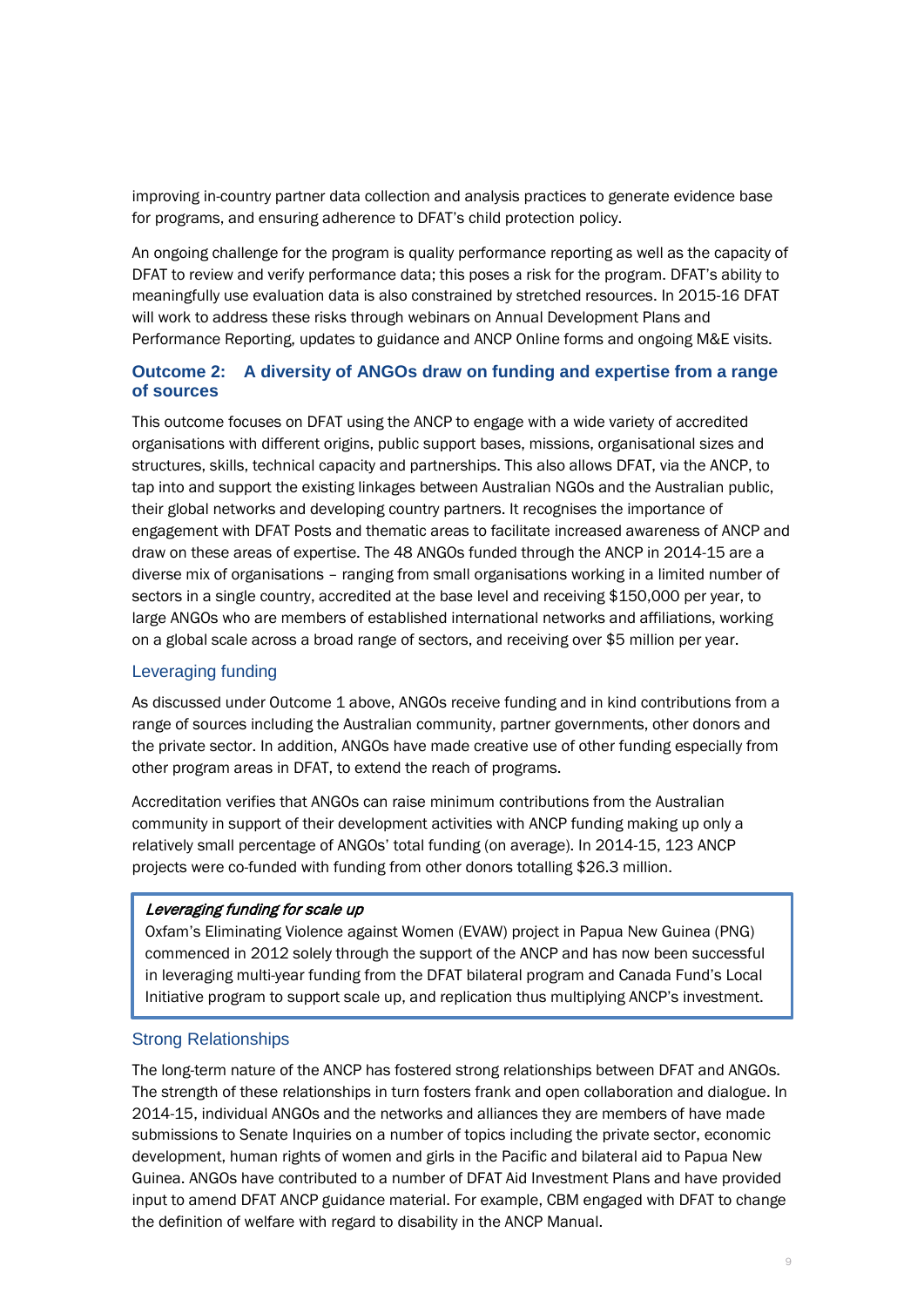improving in-country partner data collection and analysis practices to generate evidence base for programs, and ensuring adherence to DFAT's child protection policy.

An ongoing challenge for the program is quality performance reporting as well as the capacity of DFAT to review and verify performance data; this poses a risk for the program. DFAT's ability to meaningfully use evaluation data is also constrained by stretched resources. In 2015-16 DFAT will work to address these risks through webinars on Annual Development Plans and Performance Reporting, updates to guidance and ANCP Online forms and ongoing M&E visits.

### Outcome 2: A diversity of ANGOs draw on funding and expertise from a range of sources

This outcome focuses on DFAT using the ANCP to engage with a wide variety of accredited organisations with different origins, public support bases, missions, organisational sizes and structures, skills, technical capacity and partnerships. This also allows DFAT, via the ANCP, to tap into and support the existing linkages between Australian NGOs and the Australian public, their global networks and developing country partners. It recognises the importance of engagement with DFAT Posts and thematic areas to facilitate increased awareness of ANCP and draw on these areas of expertise. The 48 ANGOs funded through the ANCP in 2014-15 are a diverse mix of organisations – ranging from small organisations working in a limited number of sectors in a single country, accredited at the base level and receiving $150,000 per year, to large ANGOs who are members of established international networks and affiliations, working on a global scale across a broad range of sectors, and receiving over $5 million per year.

#### Leveraging funding

As discussed under Outcome 1 above, ANGOs receive funding and in kind contributions from a range of sources including the Australian community, partner governments, other donors and the private sector. In addition, ANGOs have made creative use of other funding especially from other program areas in DFAT, to extend the reach of programs.

Accreditation verifies that ANGOs can raise minimum contributions from the Australian community in support of their development activities with ANCP funding making up only a relatively small percentage of ANGOs' total funding (on average). In 2014-15, 123 ANCP projects were co-funded with funding from other donors totalling $26.3 million.

> ***Leveraging funding for scale up***
>
> Oxfam's Eliminating Violence against Women (EVAW) project in Papua New Guinea (PNG) commenced in 2012 solely through the support of the ANCP and has now been successful in leveraging multi-year funding from the DFAT bilateral program and Canada Fund's Local Initiative program to support scale up, and replication thus multiplying ANCP's investment.

#### Strong Relationships

The long-term nature of the ANCP has fostered strong relationships between DFAT and ANGOs. The strength of these relationships in turn fosters frank and open collaboration and dialogue. In 2014-15, individual ANGOs and the networks and alliances they are members of have made submissions to Senate Inquiries on a number of topics including the private sector, economic development, human rights of women and girls in the Pacific and bilateral aid to Papua New Guinea. ANGOs have contributed to a number of DFAT Aid Investment Plans and have provided input to amend DFAT ANCP guidance material. For example, CBM engaged with DFAT to change the definition of welfare with regard to disability in the ANCP Manual.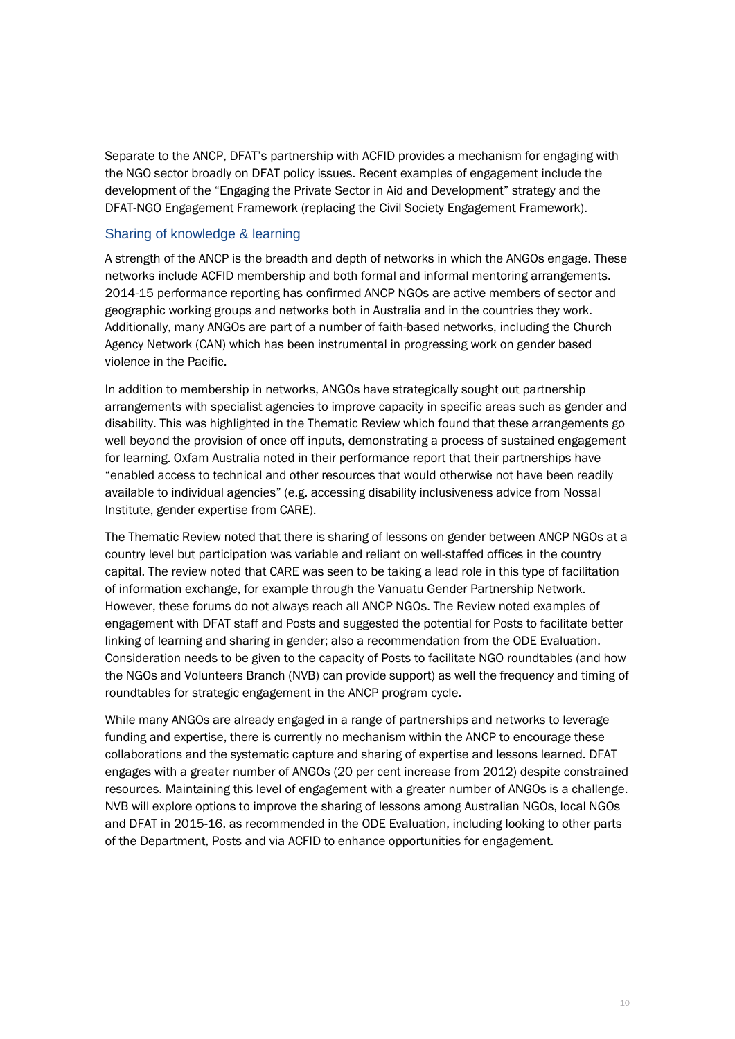Separate to the ANCP, DFAT's partnership with ACFID provides a mechanism for engaging with the NGO sector broadly on DFAT policy issues. Recent examples of engagement include the development of the "Engaging the Private Sector in Aid and Development" strategy and the DFAT-NGO Engagement Framework (replacing the Civil Society Engagement Framework).

## Sharing of knowledge & learning

A strength of the ANCP is the breadth and depth of networks in which the ANGOs engage. These networks include ACFID membership and both formal and informal mentoring arrangements. 2014-15 performance reporting has confirmed ANCP NGOs are active members of sector and geographic working groups and networks both in Australia and in the countries they work. Additionally, many ANGOs are part of a number of faith-based networks, including the Church Agency Network (CAN) which has been instrumental in progressing work on gender based violence in the Pacific.

In addition to membership in networks, ANGOs have strategically sought out partnership arrangements with specialist agencies to improve capacity in specific areas such as gender and disability. This was highlighted in the Thematic Review which found that these arrangements go well beyond the provision of once off inputs, demonstrating a process of sustained engagement for learning. Oxfam Australia noted in their performance report that their partnerships have "enabled access to technical and other resources that would otherwise not have been readily available to individual agencies" (e.g. accessing disability inclusiveness advice from Nossal Institute, gender expertise from CARE).

The Thematic Review noted that there is sharing of lessons on gender between ANCP NGOs at a country level but participation was variable and reliant on well-staffed offices in the country capital. The review noted that CARE was seen to be taking a lead role in this type of facilitation of information exchange, for example through the Vanuatu Gender Partnership Network. However, these forums do not always reach all ANCP NGOs. The Review noted examples of engagement with DFAT staff and Posts and suggested the potential for Posts to facilitate better linking of learning and sharing in gender; also a recommendation from the ODE Evaluation. Consideration needs to be given to the capacity of Posts to facilitate NGO roundtables (and how the NGOs and Volunteers Branch (NVB) can provide support) as well the frequency and timing of roundtables for strategic engagement in the ANCP program cycle.

While many ANGOs are already engaged in a range of partnerships and networks to leverage funding and expertise, there is currently no mechanism within the ANCP to encourage these collaborations and the systematic capture and sharing of expertise and lessons learned. DFAT engages with a greater number of ANGOs (20 per cent increase from 2012) despite constrained resources. Maintaining this level of engagement with a greater number of ANGOs is a challenge. NVB will explore options to improve the sharing of lessons among Australian NGOs, local NGOs and DFAT in 2015-16, as recommended in the ODE Evaluation, including looking to other parts of the Department, Posts and via ACFID to enhance opportunities for engagement.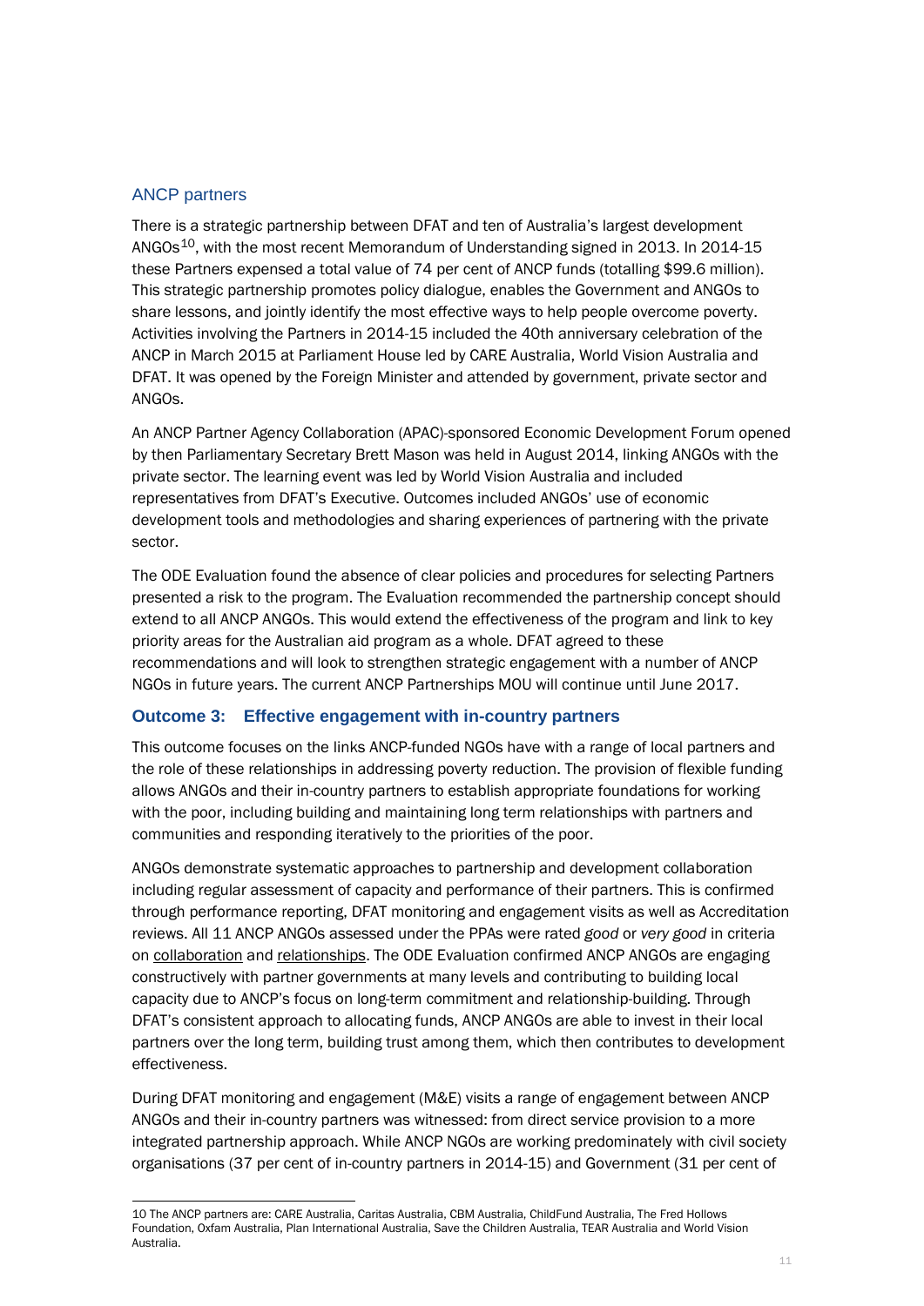## ANCP partners

There is a strategic partnership between DFAT and ten of Australia's largest development ANGOs[10], with the most recent Memorandum of Understanding signed in 2013. In 2014-15 these Partners expensed a total value of 74 per cent of ANCP funds (totalling $99.6 million). This strategic partnership promotes policy dialogue, enables the Government and ANGOs to share lessons, and jointly identify the most effective ways to help people overcome poverty. Activities involving the Partners in 2014-15 included the 40th anniversary celebration of the ANCP in March 2015 at Parliament House led by CARE Australia, World Vision Australia and DFAT. It was opened by the Foreign Minister and attended by government, private sector and ANGOs.

An ANCP Partner Agency Collaboration (APAC)-sponsored Economic Development Forum opened by then Parliamentary Secretary Brett Mason was held in August 2014, linking ANGOs with the private sector. The learning event was led by World Vision Australia and included representatives from DFAT's Executive. Outcomes included ANGOs' use of economic development tools and methodologies and sharing experiences of partnering with the private sector.

The ODE Evaluation found the absence of clear policies and procedures for selecting Partners presented a risk to the program. The Evaluation recommended the partnership concept should extend to all ANCP ANGOs. This would extend the effectiveness of the program and link to key priority areas for the Australian aid program as a whole. DFAT agreed to these recommendations and will look to strengthen strategic engagement with a number of ANCP NGOs in future years. The current ANCP Partnerships MOU will continue until June 2017.

### Outcome 3: Effective engagement with in-country partners

This outcome focuses on the links ANCP-funded NGOs have with a range of local partners and the role of these relationships in addressing poverty reduction. The provision of flexible funding allows ANGOs and their in-country partners to establish appropriate foundations for working with the poor, including building and maintaining long term relationships with partners and communities and responding iteratively to the priorities of the poor.

ANGOs demonstrate systematic approaches to partnership and development collaboration including regular assessment of capacity and performance of their partners. This is confirmed through performance reporting, DFAT monitoring and engagement visits as well as Accreditation reviews. All 11 ANCP ANGOs assessed under the PPAs were rated *good* or *very good* in criteria on collaboration and relationships. The ODE Evaluation confirmed ANCP ANGOs are engaging constructively with partner governments at many levels and contributing to building local capacity due to ANCP's focus on long-term commitment and relationship-building. Through DFAT's consistent approach to allocating funds, ANCP ANGOs are able to invest in their local partners over the long term, building trust among them, which then contributes to development effectiveness.

During DFAT monitoring and engagement (M&E) visits a range of engagement between ANCP ANGOs and their in-country partners was witnessed: from direct service provision to a more integrated partnership approach. While ANCP NGOs are working predominately with civil society organisations (37 per cent of in-country partners in 2014-15) and Government (31 per cent of

---

10 The ANCP partners are: CARE Australia, Caritas Australia, CBM Australia, ChildFund Australia, The Fred Hollows Foundation, Oxfam Australia, Plan International Australia, Save the Children Australia, TEAR Australia and World Vision Australia.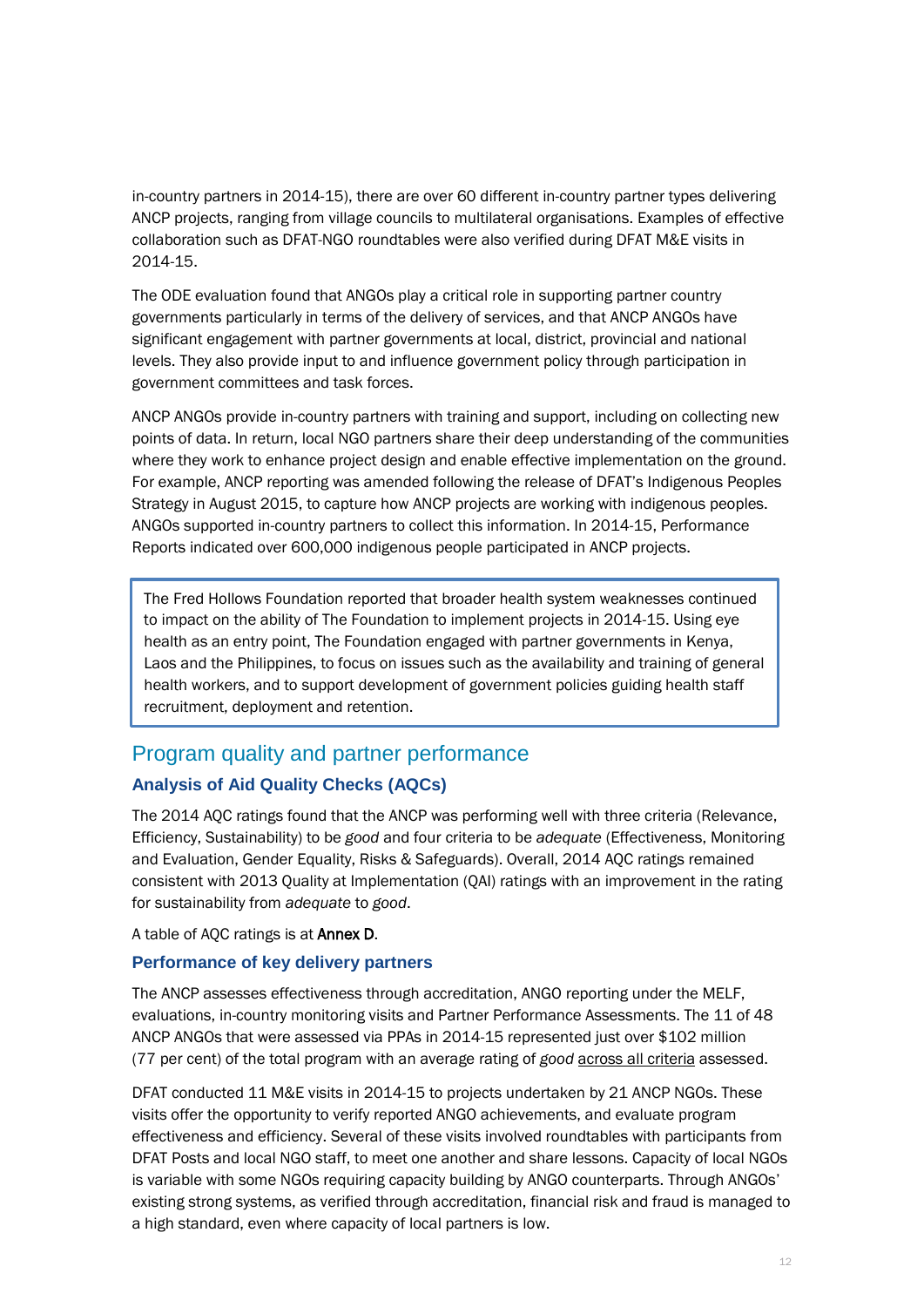in-country partners in 2014-15), there are over 60 different in-country partner types delivering ANCP projects, ranging from village councils to multilateral organisations. Examples of effective collaboration such as DFAT-NGO roundtables were also verified during DFAT M&E visits in 2014-15.

The ODE evaluation found that ANGOs play a critical role in supporting partner country governments particularly in terms of the delivery of services, and that ANCP ANGOs have significant engagement with partner governments at local, district, provincial and national levels. They also provide input to and influence government policy through participation in government committees and task forces.

ANCP ANGOs provide in-country partners with training and support, including on collecting new points of data. In return, local NGO partners share their deep understanding of the communities where they work to enhance project design and enable effective implementation on the ground. For example, ANCP reporting was amended following the release of DFAT's Indigenous Peoples Strategy in August 2015, to capture how ANCP projects are working with indigenous peoples. ANGOs supported in-country partners to collect this information. In 2014-15, Performance Reports indicated over 600,000 indigenous people participated in ANCP projects.

> The Fred Hollows Foundation reported that broader health system weaknesses continued to impact on the ability of The Foundation to implement projects in 2014-15. Using eye health as an entry point, The Foundation engaged with partner governments in Kenya, Laos and the Philippines, to focus on issues such as the availability and training of general health workers, and to support development of government policies guiding health staff recruitment, deployment and retention.

## Program quality and partner performance

### Analysis of Aid Quality Checks (AQCs)

The 2014 AQC ratings found that the ANCP was performing well with three criteria (Relevance, Efficiency, Sustainability) to be *good* and four criteria to be *adequate* (Effectiveness, Monitoring and Evaluation, Gender Equality, Risks & Safeguards). Overall, 2014 AQC ratings remained consistent with 2013 Quality at Implementation (QAI) ratings with an improvement in the rating for sustainability from *adequate* to *good*.

A table of AQC ratings is at **Annex D**.

### Performance of key delivery partners

The ANCP assesses effectiveness through accreditation, ANGO reporting under the MELF, evaluations, in-country monitoring visits and Partner Performance Assessments. The 11 of 48 ANCP ANGOs that were assessed via PPAs in 2014-15 represented just over $102 million (77 per cent) of the total program with an average rating of *good* across all criteria assessed.

DFAT conducted 11 M&E visits in 2014-15 to projects undertaken by 21 ANCP NGOs. These visits offer the opportunity to verify reported ANGO achievements, and evaluate program effectiveness and efficiency. Several of these visits involved roundtables with participants from DFAT Posts and local NGO staff, to meet one another and share lessons. Capacity of local NGOs is variable with some NGOs requiring capacity building by ANGO counterparts. Through ANGOs' existing strong systems, as verified through accreditation, financial risk and fraud is managed to a high standard, even where capacity of local partners is low.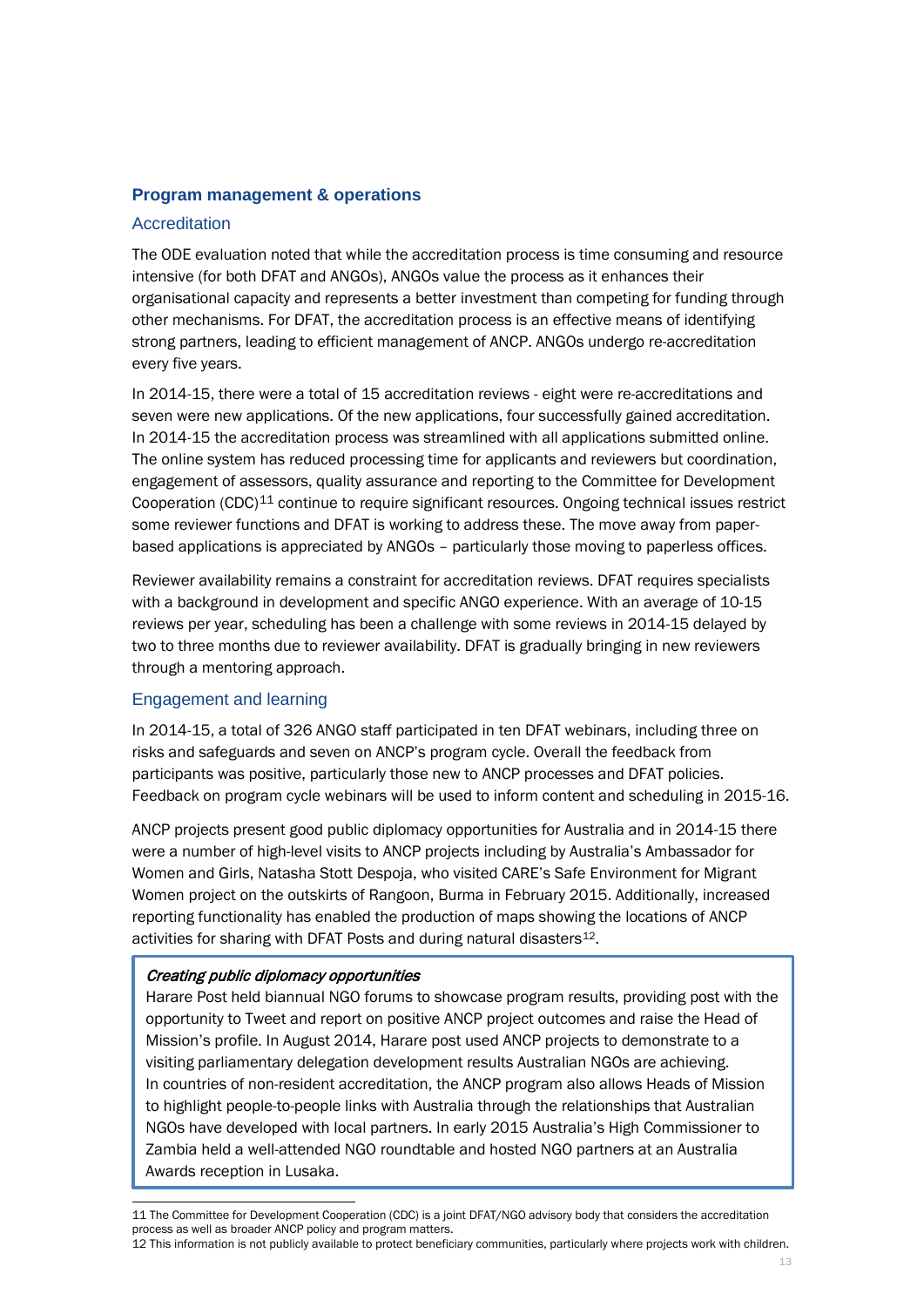## Program management & operations

### Accreditation

The ODE evaluation noted that while the accreditation process is time consuming and resource intensive (for both DFAT and ANGOs), ANGOs value the process as it enhances their organisational capacity and represents a better investment than competing for funding through other mechanisms. For DFAT, the accreditation process is an effective means of identifying strong partners, leading to efficient management of ANCP. ANGOs undergo re-accreditation every five years.

In 2014-15, there were a total of 15 accreditation reviews - eight were re-accreditations and seven were new applications. Of the new applications, four successfully gained accreditation. In 2014-15 the accreditation process was streamlined with all applications submitted online. The online system has reduced processing time for applicants and reviewers but coordination, engagement of assessors, quality assurance and reporting to the Committee for Development Cooperation (CDC)[11] continue to require significant resources. Ongoing technical issues restrict some reviewer functions and DFAT is working to address these. The move away from paper-based applications is appreciated by ANGOs – particularly those moving to paperless offices.

Reviewer availability remains a constraint for accreditation reviews. DFAT requires specialists with a background in development and specific ANGO experience. With an average of 10-15 reviews per year, scheduling has been a challenge with some reviews in 2014-15 delayed by two to three months due to reviewer availability. DFAT is gradually bringing in new reviewers through a mentoring approach.

### Engagement and learning

In 2014-15, a total of 326 ANGO staff participated in ten DFAT webinars, including three on risks and safeguards and seven on ANCP's program cycle. Overall the feedback from participants was positive, particularly those new to ANCP processes and DFAT policies. Feedback on program cycle webinars will be used to inform content and scheduling in 2015-16.

ANCP projects present good public diplomacy opportunities for Australia and in 2014-15 there were a number of high-level visits to ANCP projects including by Australia's Ambassador for Women and Girls, Natasha Stott Despoja, who visited CARE's Safe Environment for Migrant Women project on the outskirts of Rangoon, Burma in February 2015. Additionally, increased reporting functionality has enabled the production of maps showing the locations of ANCP activities for sharing with DFAT Posts and during natural disasters[12].

> ***Creating public diplomacy opportunities***
>
> Harare Post held biannual NGO forums to showcase program results, providing post with the opportunity to Tweet and report on positive ANCP project outcomes and raise the Head of Mission's profile. In August 2014, Harare post used ANCP projects to demonstrate to a visiting parliamentary delegation development results Australian NGOs are achieving.
> In countries of non-resident accreditation, the ANCP program also allows Heads of Mission to highlight people-to-people links with Australia through the relationships that Australian NGOs have developed with local partners. In early 2015 Australia's High Commissioner to Zambia held a well-attended NGO roundtable and hosted NGO partners at an Australia Awards reception in Lusaka.

---

11 The Committee for Development Cooperation (CDC) is a joint DFAT/NGO advisory body that considers the accreditation process as well as broader ANCP policy and program matters.

12 This information is not publicly available to protect beneficiary communities, particularly where projects work with children.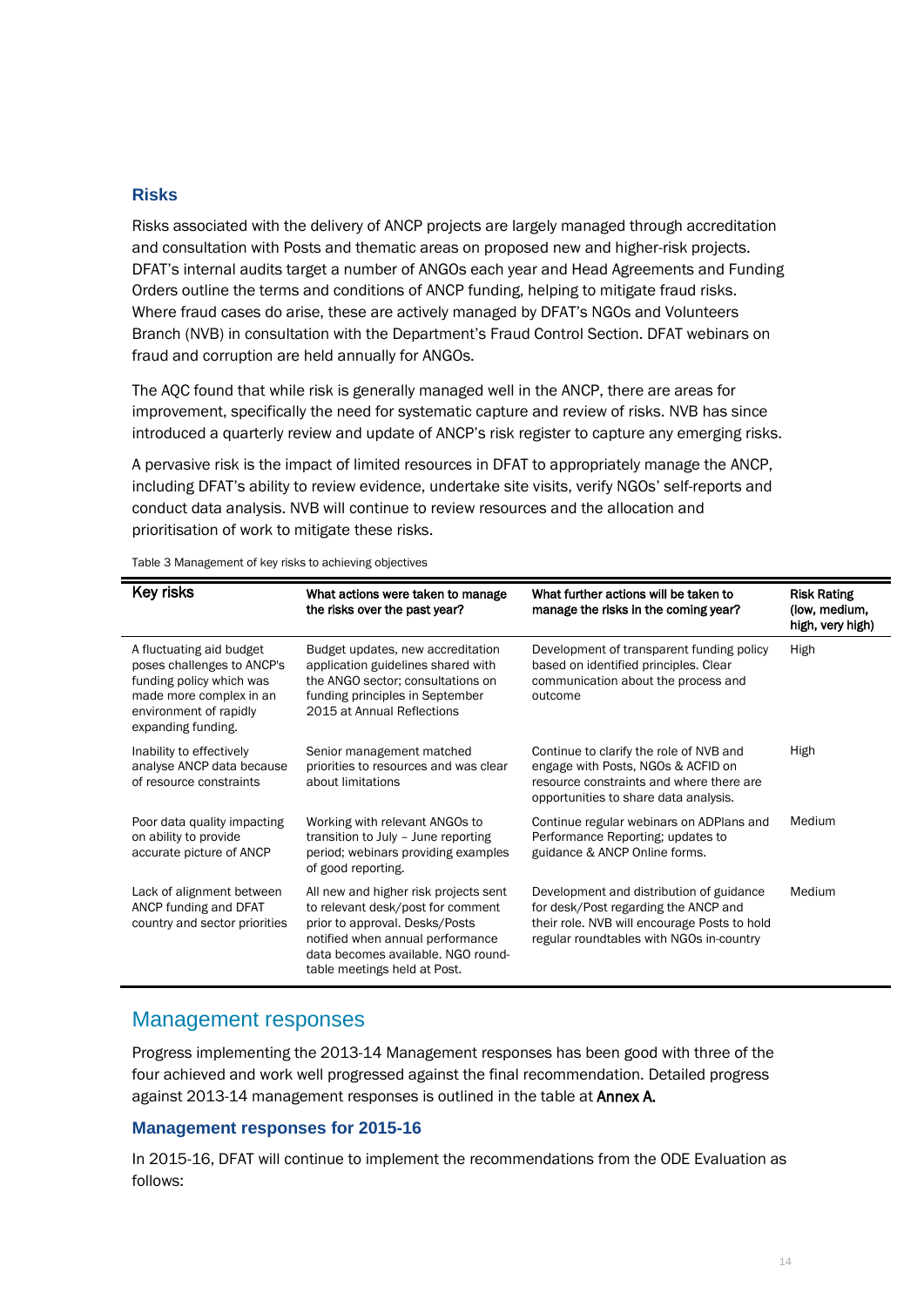### Risks

Risks associated with the delivery of ANCP projects are largely managed through accreditation and consultation with Posts and thematic areas on proposed new and higher-risk projects. DFAT's internal audits target a number of ANGOs each year and Head Agreements and Funding Orders outline the terms and conditions of ANCP funding, helping to mitigate fraud risks. Where fraud cases do arise, these are actively managed by DFAT's NGOs and Volunteers Branch (NVB) in consultation with the Department's Fraud Control Section. DFAT webinars on fraud and corruption are held annually for ANGOs.

The AQC found that while risk is generally managed well in the ANCP, there are areas for improvement, specifically the need for systematic capture and review of risks. NVB has since introduced a quarterly review and update of ANCP's risk register to capture any emerging risks.

A pervasive risk is the impact of limited resources in DFAT to appropriately manage the ANCP, including DFAT's ability to review evidence, undertake site visits, verify NGOs' self-reports and conduct data analysis. NVB will continue to review resources and the allocation and prioritisation of work to mitigate these risks.

Table 3 Management of key risks to achieving objectives

| Key risks | What actions were taken to manage the risks over the past year? | What further actions will be taken to manage the risks in the coming year? | Risk Rating (low, medium, high, very high) |
|---|---|---|---|
| A fluctuating aid budget poses challenges to ANCP's funding policy which was made more complex in an environment of rapidly expanding funding. | Budget updates, new accreditation application guidelines shared with the ANGO sector; consultations on funding principles in September 2015 at Annual Reflections | Development of transparent funding policy based on identified principles. Clear communication about the process and outcome | High |
| Inability to effectively analyse ANCP data because of resource constraints | Senior management matched priorities to resources and was clear about limitations | Continue to clarify the role of NVB and engage with Posts, NGOs & ACFID on resource constraints and where there are opportunities to share data analysis. | High |
| Poor data quality impacting on ability to provide accurate picture of ANCP | Working with relevant ANGOs to transition to July – June reporting period; webinars providing examples of good reporting. | Continue regular webinars on ADPlans and Performance Reporting; updates to guidance & ANCP Online forms. | Medium |
| Lack of alignment between ANCP funding and DFAT country and sector priorities | All new and higher risk projects sent to relevant desk/post for comment prior to approval. Desks/Posts notified when annual performance data becomes available. NGO round-table meetings held at Post. | Development and distribution of guidance for desk/Post regarding the ANCP and their role. NVB will encourage Posts to hold regular roundtables with NGOs in-country | Medium |

## Management responses

Progress implementing the 2013-14 Management responses has been good with three of the four achieved and work well progressed against the final recommendation. Detailed progress against 2013-14 management responses is outlined in the table at **Annex A.**

### Management responses for 2015-16

In 2015-16, DFAT will continue to implement the recommendations from the ODE Evaluation as follows: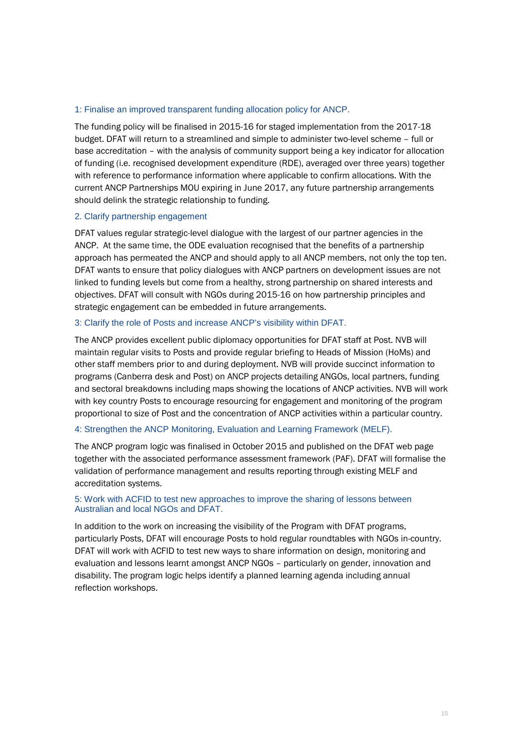### 1: Finalise an improved transparent funding allocation policy for ANCP.

The funding policy will be finalised in 2015-16 for staged implementation from the 2017-18 budget. DFAT will return to a streamlined and simple to administer two-level scheme – full or base accreditation – with the analysis of community support being a key indicator for allocation of funding (i.e. recognised development expenditure (RDE), averaged over three years) together with reference to performance information where applicable to confirm allocations. With the current ANCP Partnerships MOU expiring in June 2017, any future partnership arrangements should delink the strategic relationship to funding.

### 2. Clarify partnership engagement

DFAT values regular strategic-level dialogue with the largest of our partner agencies in the ANCP. At the same time, the ODE evaluation recognised that the benefits of a partnership approach has permeated the ANCP and should apply to all ANCP members, not only the top ten. DFAT wants to ensure that policy dialogues with ANCP partners on development issues are not linked to funding levels but come from a healthy, strong partnership on shared interests and objectives. DFAT will consult with NGOs during 2015-16 on how partnership principles and strategic engagement can be embedded in future arrangements.

### 3: Clarify the role of Posts and increase ANCP's visibility within DFAT.

The ANCP provides excellent public diplomacy opportunities for DFAT staff at Post. NVB will maintain regular visits to Posts and provide regular briefing to Heads of Mission (HoMs) and other staff members prior to and during deployment. NVB will provide succinct information to programs (Canberra desk and Post) on ANCP projects detailing ANGOs, local partners, funding and sectoral breakdowns including maps showing the locations of ANCP activities. NVB will work with key country Posts to encourage resourcing for engagement and monitoring of the program proportional to size of Post and the concentration of ANCP activities within a particular country.

### 4: Strengthen the ANCP Monitoring, Evaluation and Learning Framework (MELF).

The ANCP program logic was finalised in October 2015 and published on the DFAT web page together with the associated performance assessment framework (PAF). DFAT will formalise the validation of performance management and results reporting through existing MELF and accreditation systems.

### 5: Work with ACFID to test new approaches to improve the sharing of lessons between Australian and local NGOs and DFAT.

In addition to the work on increasing the visibility of the Program with DFAT programs, particularly Posts, DFAT will encourage Posts to hold regular roundtables with NGOs in-country. DFAT will work with ACFID to test new ways to share information on design, monitoring and evaluation and lessons learnt amongst ANCP NGOs – particularly on gender, innovation and disability. The program logic helps identify a planned learning agenda including annual reflection workshops.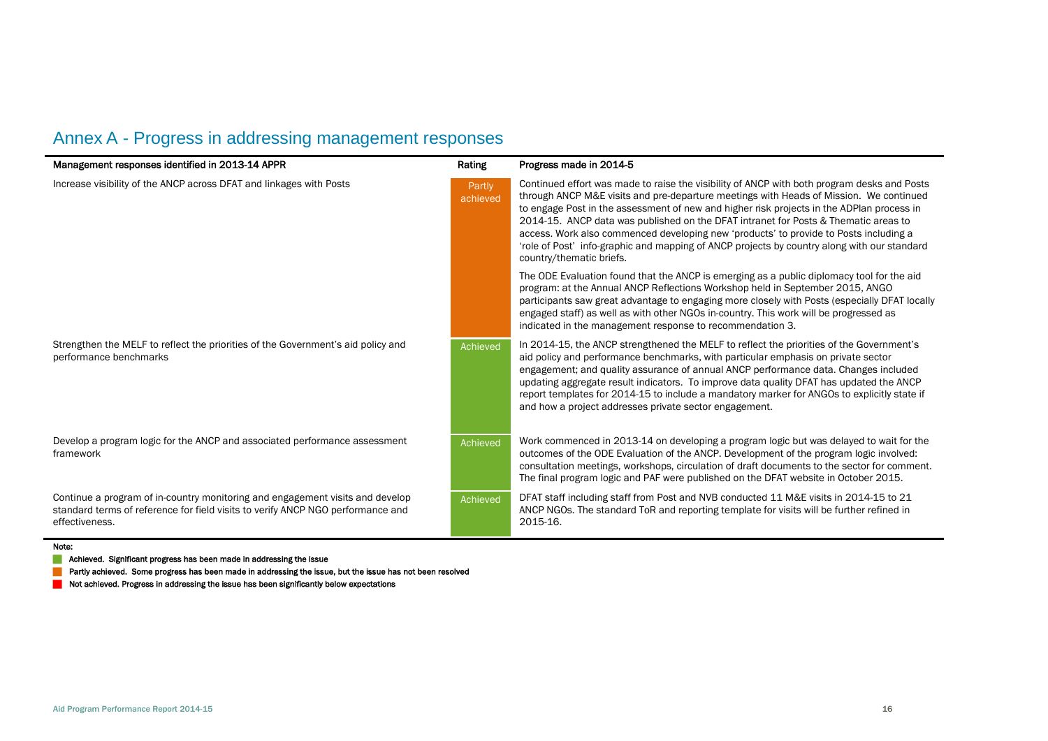# Annex A - Progress in addressing management responses

| Management responses identified in 2013-14 APPR | Rating | Progress made in 2014-5 |
| --- | --- | --- |
| Increase visibility of the ANCP across DFAT and linkages with Posts | Partly achieved | Continued effort was made to raise the visibility of ANCP with both program desks and Posts through ANCP M&E visits and pre-departure meetings with Heads of Mission. We continued to engage Post in the assessment of new and higher risk projects in the ADPlan process in 2014-15. ANCP data was published on the DFAT intranet for Posts & Thematic areas to access. Work also commenced developing new 'products' to provide to Posts including a 'role of Post' info-graphic and mapping of ANCP projects by country along with our standard country/thematic briefs.<br><br>The ODE Evaluation found that the ANCP is emerging as a public diplomacy tool for the aid program: at the Annual ANCP Reflections Workshop held in September 2015, ANGO participants saw great advantage to engaging more closely with Posts (especially DFAT locally engaged staff) as well as with other NGOs in-country. This work will be progressed as indicated in the management response to recommendation 3. |
| Strengthen the MELF to reflect the priorities of the Government's aid policy and performance benchmarks | Achieved | In 2014-15, the ANCP strengthened the MELF to reflect the priorities of the Government's aid policy and performance benchmarks, with particular emphasis on private sector engagement; and quality assurance of annual ANCP performance data. Changes included updating aggregate result indicators. To improve data quality DFAT has updated the ANCP report templates for 2014-15 to include a mandatory marker for ANGOs to explicitly state if and how a project addresses private sector engagement. |
| Develop a program logic for the ANCP and associated performance assessment framework | Achieved | Work commenced in 2013-14 on developing a program logic but was delayed to wait for the outcomes of the ODE Evaluation of the ANCP. Development of the program logic involved: consultation meetings, workshops, circulation of draft documents to the sector for comment. The final program logic and PAF were published on the DFAT website in October 2015. |
| Continue a program of in-country monitoring and engagement visits and develop standard terms of reference for field visits to verify ANCP NGO performance and effectiveness. | Achieved | DFAT staff including staff from Post and NVB conducted 11 M&E visits in 2014-15 to 21 ANCP NGOs. The standard ToR and reporting template for visits will be further refined in 2015-16. |

Note:

- Achieved. Significant progress has been made in addressing the issue
- Partly achieved. Some progress has been made in addressing the issue, but the issue has not been resolved
- Not achieved. Progress in addressing the issue has been significantly below expectations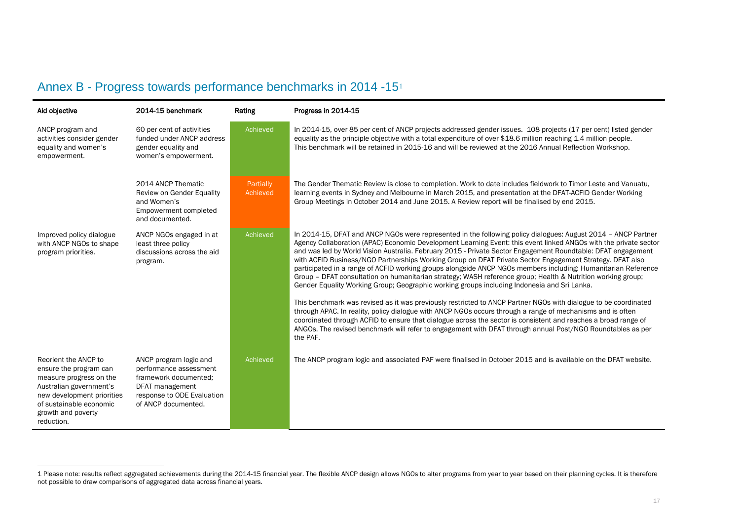## Annex B - Progress towards performance benchmarks in 2014 -15[1]

| Aid objective | 2014-15 benchmark | Rating | Progress in 2014-15 |
|---|---|---|---|
| ANCP program and activities consider gender equality and women's empowerment. | 60 per cent of activities funded under ANCP address gender equality and women's empowerment. | Achieved | In 2014-15, over 85 per cent of ANCP projects addressed gender issues. 108 projects (17 per cent) listed gender equality as the principle objective with a total expenditure of over $18.6 million reaching 1.4 million people. This benchmark will be retained in 2015-16 and will be reviewed at the 2016 Annual Reflection Workshop. |
| | 2014 ANCP Thematic Review on Gender Equality and Women's Empowerment completed and documented. | Partially Achieved | The Gender Thematic Review is close to completion. Work to date includes fieldwork to Timor Leste and Vanuatu, learning events in Sydney and Melbourne in March 2015, and presentation at the DFAT-ACFID Gender Working Group Meetings in October 2014 and June 2015. A Review report will be finalised by end 2015. |
| Improved policy dialogue with ANCP NGOs to shape program priorities. | ANCP NGOs engaged in at least three policy discussions across the aid program. | Achieved | In 2014-15, DFAT and ANCP NGOs were represented in the following policy dialogues: August 2014 – ANCP Partner Agency Collaboration (APAC) Economic Development Learning Event: this event linked ANGOs with the private sector and was led by World Vision Australia. February 2015 - Private Sector Engagement Roundtable: DFAT engagement with ACFID Business/NGO Partnerships Working Group on DFAT Private Sector Engagement Strategy. DFAT also participated in a range of ACFID working groups alongside ANCP NGOs members including: Humanitarian Reference Group – DFAT consultation on humanitarian strategy; WASH reference group; Health & Nutrition working group; Gender Equality Working Group; Geographic working groups including Indonesia and Sri Lanka.<br><br>This benchmark was revised as it was previously restricted to ANCP Partner NGOs with dialogue to be coordinated through APAC. In reality, policy dialogue with ANCP NGOs occurs through a range of mechanisms and is often coordinated through ACFID to ensure that dialogue across the sector is consistent and reaches a broad range of ANGOs. The revised benchmark will refer to engagement with DFAT through annual Post/NGO Roundtables as per the PAF. |
| Reorient the ANCP to ensure the program can measure progress on the Australian government's new development priorities of sustainable economic growth and poverty reduction. | ANCP program logic and performance assessment framework documented; DFAT management response to ODE Evaluation of ANCP documented. | Achieved | The ANCP program logic and associated PAF were finalised in October 2015 and is available on the DFAT website. |

[1] Please note: results reflect aggregated achievements during the 2014-15 financial year. The flexible ANCP design allows NGOs to alter programs from year to year based on their planning cycles. It is therefore not possible to draw comparisons of aggregated data across financial years.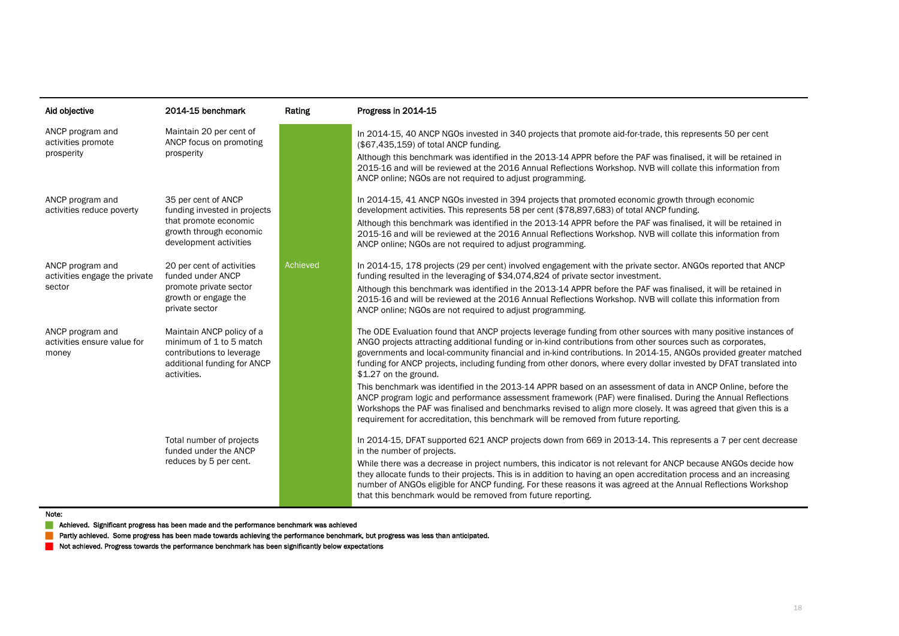| Aid objective | 2014-15 benchmark | Rating | Progress in 2014-15 |
|---|---|---|---|
| ANCP program and activities promote prosperity | Maintain 20 per cent of ANCP focus on promoting prosperity | Achieved | In 2014-15, 40 ANCP NGOs invested in 340 projects that promote aid-for-trade, this represents 50 per cent ($67,435,159) of total ANCP funding. Although this benchmark was identified in the 2013-14 APPR before the PAF was finalised, it will be retained in 2015-16 and will be reviewed at the 2016 Annual Reflections Workshop. NVB will collate this information from ANCP online; NGOs are not required to adjust programming. |
| ANCP program and activities reduce poverty | 35 per cent of ANCP funding invested in projects that promote economic growth through economic development activities | Achieved | In 2014-15, 41 ANCP NGOs invested in 394 projects that promoted economic growth through economic development activities. This represents 58 per cent ($78,897,683) of total ANCP funding. Although this benchmark was identified in the 2013-14 APPR before the PAF was finalised, it will be retained in 2015-16 and will be reviewed at the 2016 Annual Reflections Workshop. NVB will collate this information from ANCP online; NGOs are not required to adjust programming. |
| ANCP program and activities engage the private sector | 20 per cent of activities funded under ANCP promote private sector growth or engage the private sector | Achieved | In 2014-15, 178 projects (29 per cent) involved engagement with the private sector. ANGOs reported that ANCP funding resulted in the leveraging of $34,074,824 of private sector investment. Although this benchmark was identified in the 2013-14 APPR before the PAF was finalised, it will be retained in 2015-16 and will be reviewed at the 2016 Annual Reflections Workshop. NVB will collate this information from ANCP online; NGOs are not required to adjust programming. |
| ANCP program and activities ensure value for money | Maintain ANCP policy of a minimum of 1 to 5 match contributions to leverage additional funding for ANCP activities. | Achieved | The ODE Evaluation found that ANCP projects leverage funding from other sources with many positive instances of ANGO projects attracting additional funding or in-kind contributions from other sources such as corporates, governments and local-community financial and in-kind contributions. In 2014-15, ANGOs provided greater matched funding for ANCP projects, including funding from other donors, where every dollar invested by DFAT translated into $1.27 on the ground. This benchmark was identified in the 2013-14 APPR based on an assessment of data in ANCP Online, before the ANCP program logic and performance assessment framework (PAF) were finalised. During the Annual Reflections Workshops the PAF was finalised and benchmarks revised to align more closely. It was agreed that given this is a requirement for accreditation, this benchmark will be removed from future reporting. |
| | Total number of projects funded under the ANCP reduces by 5 per cent. | Achieved | In 2014-15, DFAT supported 621 ANCP projects down from 669 in 2013-14. This represents a 7 per cent decrease in the number of projects. While there was a decrease in project numbers, this indicator is not relevant for ANCP because ANGOs decide how they allocate funds to their projects. This is in addition to having an open accreditation process and an increasing number of ANGOs eligible for ANCP funding. For these reasons it was agreed at the Annual Reflections Workshop that this benchmark would be removed from future reporting. |

**Note:**

- Achieved. Significant progress has been made and the performance benchmark was achieved
- Partly achieved. Some progress has been made towards achieving the performance benchmark, but progress was less than anticipated.
- Not achieved. Progress towards the performance benchmark has been significantly below expectations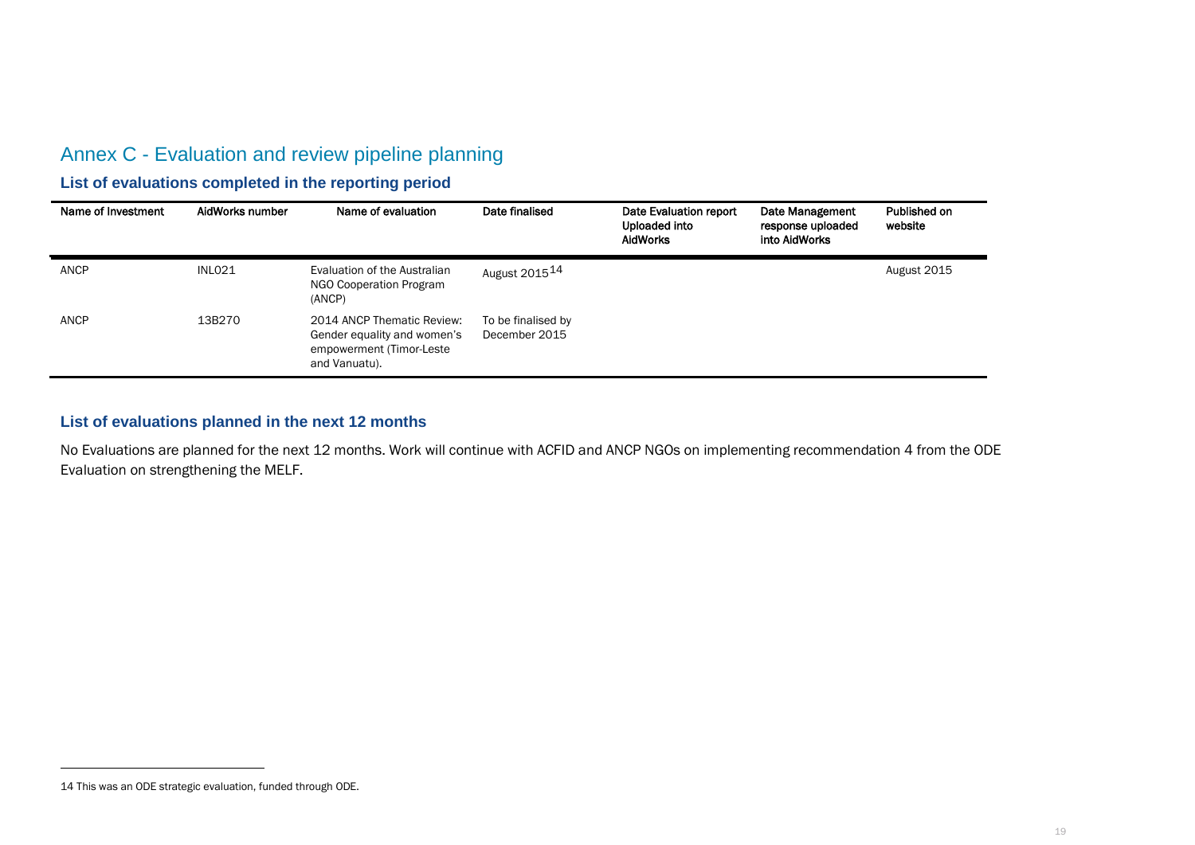# Annex C - Evaluation and review pipeline planning

## List of evaluations completed in the reporting period

| Name of Investment | AidWorks number | Name of evaluation | Date finalised | Date Evaluation report Uploaded into AidWorks | Date Management response uploaded into AidWorks | Published on website |
|---|---|---|---|---|---|---|
| ANCP | INL021 | Evaluation of the Australian NGO Cooperation Program (ANCP) | August 2015[14] | | | August 2015 |
| ANCP | 13B270 | 2014 ANCP Thematic Review: Gender equality and women's empowerment (Timor-Leste and Vanuatu). | To be finalised by December 2015 | | | |

## List of evaluations planned in the next 12 months

No Evaluations are planned for the next 12 months. Work will continue with ACFID and ANCP NGOs on implementing recommendation 4 from the ODE Evaluation on strengthening the MELF.

---

14 This was an ODE strategic evaluation, funded through ODE.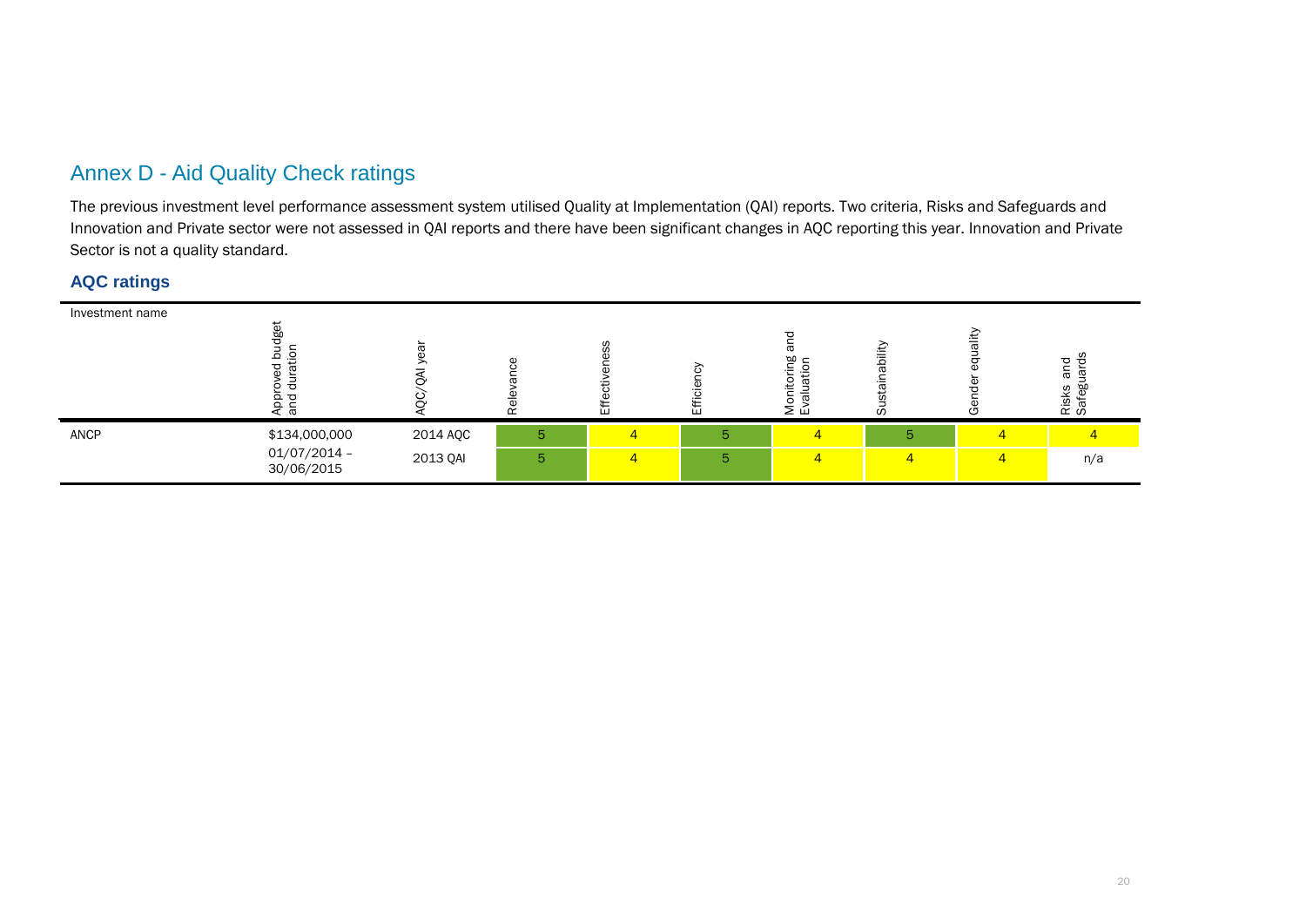## Annex D - Aid Quality Check ratings

The previous investment level performance assessment system utilised Quality at Implementation (QAI) reports. Two criteria, Risks and Safeguards and Innovation and Private sector were not assessed in QAI reports and there have been significant changes in AQC reporting this year. Innovation and Private Sector is not a quality standard.

### AQC ratings

| Investment name | Approved budget and duration | AQC/QAI year | Relevance | Effectiveness | Efficiency | Monitoring and Evaluation | Sustainability | Gender equality | Risks and Safeguards |
|---|---|---|---|---|---|---|---|---|---|
| ANCP | $134,000,000 | 2014 AQC | 5 | 4 | 5 | 4 | 5 | 4 | 4 |
| | 01/07/2014 – 30/06/2015 | 2013 QAI | 5 | 4 | 5 | 4 | 4 | 4 | n/a |